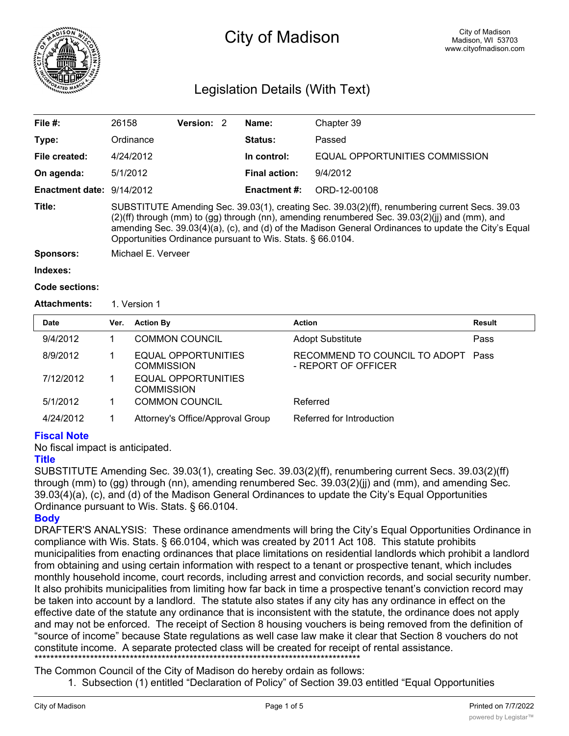# City of Madison

City of Madison
Madison, WI 53703
www.cityofmadison.com

## Legislation Details (With Text)

| | | | |
|---|---|---|---|
| **File #:** | 26158 **Version:** 2 | **Name:** | Chapter 39 |
| **Type:** | Ordinance | **Status:** | Passed |
| **File created:** | 4/24/2012 | **In control:** | EQUAL OPPORTUNITIES COMMISSION |
| **On agenda:** | 5/1/2012 | **Final action:** | 9/4/2012 |
| **Enactment date:** | 9/14/2012 | **Enactment #:** | ORD-12-00108 |

**Title:** SUBSTITUTE Amending Sec. 39.03(1), creating Sec. 39.03(2)(ff), renumbering current Secs. 39.03(2)(ff) through (mm) to (gg) through (nn), amending renumbered Sec. 39.03(2)(jj) and (mm), and amending Sec. 39.03(4)(a), (c), and (d) of the Madison General Ordinances to update the City's Equal Opportunities Ordinance pursuant to Wis. Stats. § 66.0104.

**Sponsors:** Michael E. Verveer

**Indexes:**

**Code sections:**

**Attachments:** 1. Version 1

| Date | Ver. | Action By | Action | Result |
|---|---|---|---|---|
| 9/4/2012 | 1 | COMMON COUNCIL | Adopt Substitute | Pass |
| 8/9/2012 | 1 | EQUAL OPPORTUNITIES COMMISSION | RECOMMEND TO COUNCIL TO ADOPT - REPORT OF OFFICER | Pass |
| 7/12/2012 | 1 | EQUAL OPPORTUNITIES COMMISSION | | |
| 5/1/2012 | 1 | COMMON COUNCIL | Referred | |
| 4/24/2012 | 1 | Attorney's Office/Approval Group | Referred for Introduction | |

### Fiscal Note

No fiscal impact is anticipated.

### Title

SUBSTITUTE Amending Sec. 39.03(1), creating Sec. 39.03(2)(ff), renumbering current Secs. 39.03(2)(ff) through (mm) to (gg) through (nn), amending renumbered Sec. 39.03(2)(jj) and (mm), and amending Sec. 39.03(4)(a), (c), and (d) of the Madison General Ordinances to update the City's Equal Opportunities Ordinance pursuant to Wis. Stats. § 66.0104.

### Body

DRAFTER'S ANALYSIS: These ordinance amendments will bring the City's Equal Opportunities Ordinance in compliance with Wis. Stats. § 66.0104, which was created by 2011 Act 108. This statute prohibits municipalities from enacting ordinances that place limitations on residential landlords which prohibit a landlord from obtaining and using certain information with respect to a tenant or prospective tenant, which includes monthly household income, court records, including arrest and conviction records, and social security number. It also prohibits municipalities from limiting how far back in time a prospective tenant's conviction record may be taken into account by a landlord. The statute also states if any city has any ordinance in effect on the effective date of the statute any ordinance that is inconsistent with the statute, the ordinance does not apply and may not be enforced. The receipt of Section 8 housing vouchers is being removed from the definition of "source of income" because State regulations as well case law make it clear that Section 8 vouchers do not constitute income. A separate protected class will be created for receipt of rental assistance.

\*\*\*\*\*\*\*\*\*\*\*\*\*\*\*\*\*\*\*\*\*\*\*\*\*\*\*\*\*\*\*\*\*\*\*\*\*\*\*\*\*\*\*\*\*\*\*\*\*\*\*\*\*\*\*\*\*\*\*\*\*\*\*\*\*\*\*\*\*\*\*\*\*\*\*\*\*\*\*\*\*\*\*\*\*\*

The Common Council of the City of Madison do hereby ordain as follows:

1. Subsection (1) entitled "Declaration of Policy" of Section 39.03 entitled "Equal Opportunities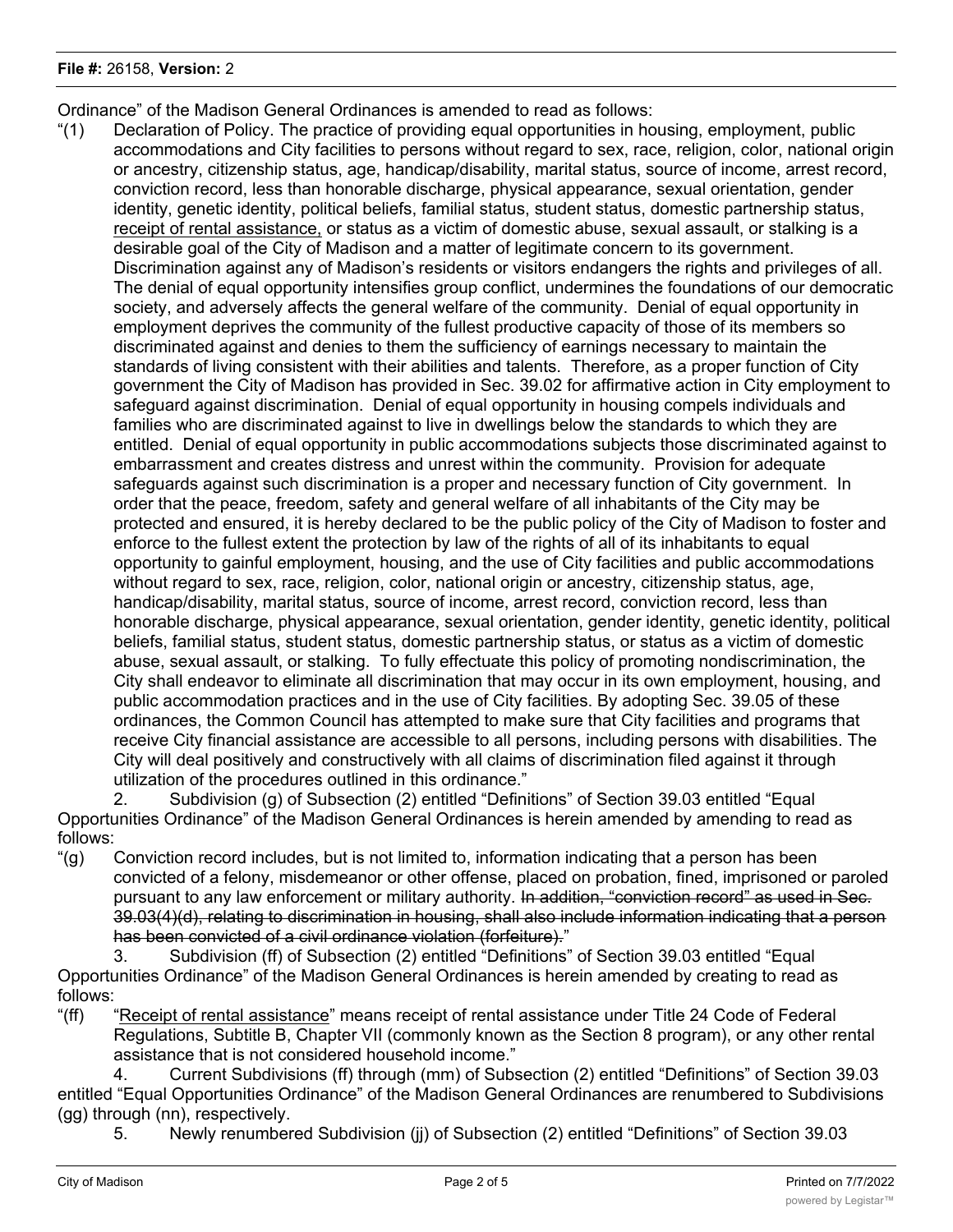**File #:** 26158, **Version:** 2

Ordinance" of the Madison General Ordinances is amended to read as follows:

"(1) Declaration of Policy. The practice of providing equal opportunities in housing, employment, public accommodations and City facilities to persons without regard to sex, race, religion, color, national origin or ancestry, citizenship status, age, handicap/disability, marital status, source of income, arrest record, conviction record, less than honorable discharge, physical appearance, sexual orientation, gender identity, genetic identity, political beliefs, familial status, student status, domestic partnership status, <u>receipt of rental assistance,</u> or status as a victim of domestic abuse, sexual assault, or stalking is a desirable goal of the City of Madison and a matter of legitimate concern to its government. Discrimination against any of Madison's residents or visitors endangers the rights and privileges of all. The denial of equal opportunity intensifies group conflict, undermines the foundations of our democratic society, and adversely affects the general welfare of the community. Denial of equal opportunity in employment deprives the community of the fullest productive capacity of those of its members so discriminated against and denies to them the sufficiency of earnings necessary to maintain the standards of living consistent with their abilities and talents. Therefore, as a proper function of City government the City of Madison has provided in Sec. 39.02 for affirmative action in City employment to safeguard against discrimination. Denial of equal opportunity in housing compels individuals and families who are discriminated against to live in dwellings below the standards to which they are entitled. Denial of equal opportunity in public accommodations subjects those discriminated against to embarrassment and creates distress and unrest within the community. Provision for adequate safeguards against such discrimination is a proper and necessary function of City government. In order that the peace, freedom, safety and general welfare of all inhabitants of the City may be protected and ensured, it is hereby declared to be the public policy of the City of Madison to foster and enforce to the fullest extent the protection by law of the rights of all of its inhabitants to equal opportunity to gainful employment, housing, and the use of City facilities and public accommodations without regard to sex, race, religion, color, national origin or ancestry, citizenship status, age, handicap/disability, marital status, source of income, arrest record, conviction record, less than honorable discharge, physical appearance, sexual orientation, gender identity, genetic identity, political beliefs, familial status, student status, domestic partnership status, or status as a victim of domestic abuse, sexual assault, or stalking. To fully effectuate this policy of promoting nondiscrimination, the City shall endeavor to eliminate all discrimination that may occur in its own employment, housing, and public accommodation practices and in the use of City facilities. By adopting Sec. 39.05 of these ordinances, the Common Council has attempted to make sure that City facilities and programs that receive City financial assistance are accessible to all persons, including persons with disabilities. The City will deal positively and constructively with all claims of discrimination filed against it through utilization of the procedures outlined in this ordinance."

2. Subdivision (g) of Subsection (2) entitled "Definitions" of Section 39.03 entitled "Equal Opportunities Ordinance" of the Madison General Ordinances is herein amended by amending to read as follows:

"(g) Conviction record includes, but is not limited to, information indicating that a person has been convicted of a felony, misdemeanor or other offense, placed on probation, fined, imprisoned or paroled pursuant to any law enforcement or military authority. ~~In addition, "conviction record" as used in Sec. 39.03(4)(d), relating to discrimination in housing, shall also include information indicating that a person has been convicted of a civil ordinance violation (forfeiture).~~"

3. Subdivision (ff) of Subsection (2) entitled "Definitions" of Section 39.03 entitled "Equal Opportunities Ordinance" of the Madison General Ordinances is herein amended by creating to read as follows:

"(ff) "<u>Receipt of rental assistance</u>" means receipt of rental assistance under Title 24 Code of Federal Regulations, Subtitle B, Chapter VII (commonly known as the Section 8 program), or any other rental assistance that is not considered household income."

4. Current Subdivisions (ff) through (mm) of Subsection (2) entitled "Definitions" of Section 39.03 entitled "Equal Opportunities Ordinance" of the Madison General Ordinances are renumbered to Subdivisions (gg) through (nn), respectively.

5. Newly renumbered Subdivision (jj) of Subsection (2) entitled "Definitions" of Section 39.03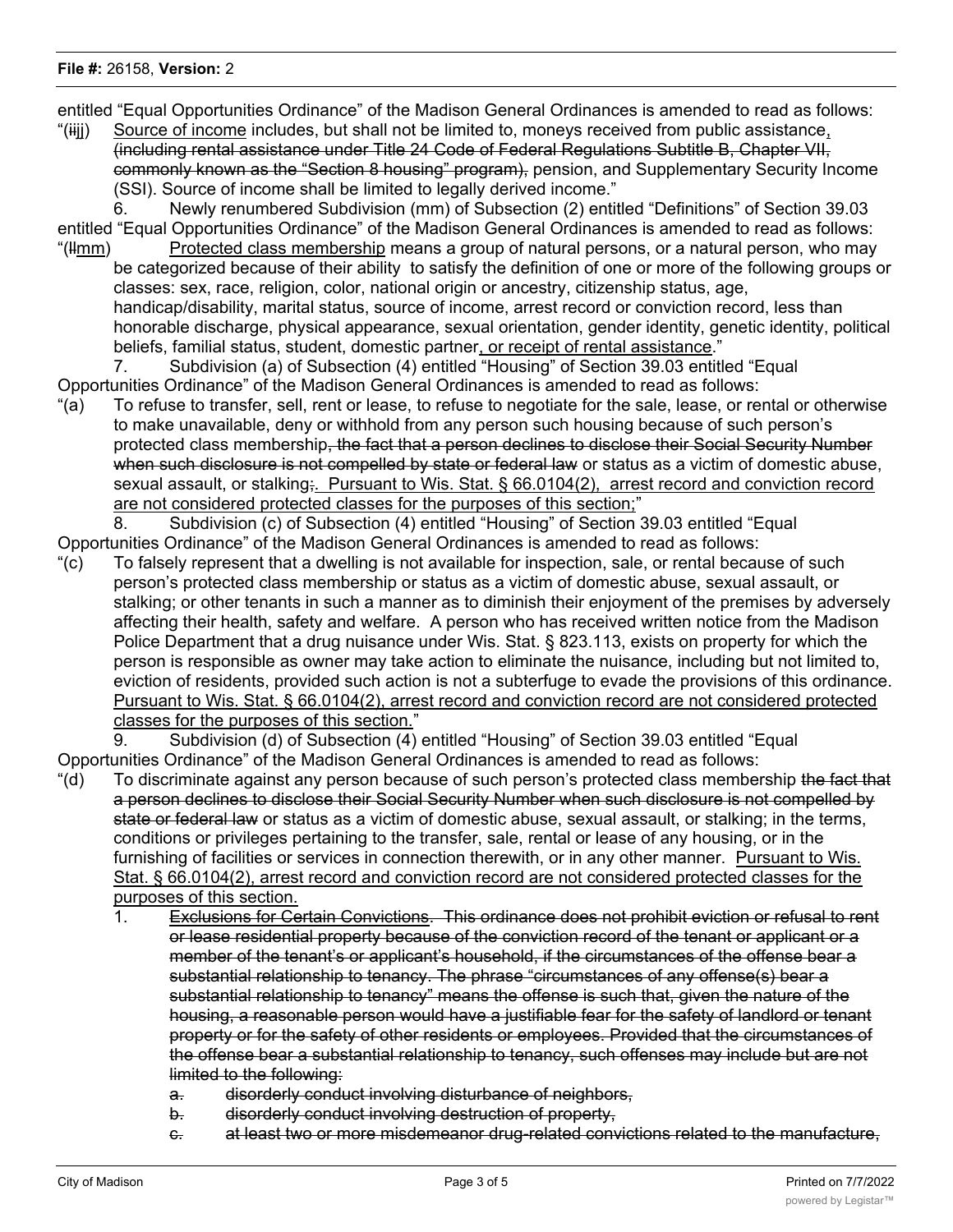entitled "Equal Opportunities Ordinance" of the Madison General Ordinances is amended to read as follows:

"(~~ii~~jj) Source of income includes, but shall not be limited to, moneys received from public assistance, ~~(including rental assistance under Title 24 Code of Federal Regulations Subtitle B, Chapter VII, commonly known as the "Section 8 housing" program),~~ pension, and Supplementary Security Income (SSI). Source of income shall be limited to legally derived income."

6. Newly renumbered Subdivision (mm) of Subsection (2) entitled "Definitions" of Section 39.03 entitled "Equal Opportunities Ordinance" of the Madison General Ordinances is amended to read as follows:

"(~~ll~~mm) Protected class membership means a group of natural persons, or a natural person, who may be categorized because of their ability to satisfy the definition of one or more of the following groups or classes: sex, race, religion, color, national origin or ancestry, citizenship status, age, handicap/disability, marital status, source of income, arrest record or conviction record, less than honorable discharge, physical appearance, sexual orientation, gender identity, genetic identity, political beliefs, familial status, student, domestic partner, or receipt of rental assistance."

7. Subdivision (a) of Subsection (4) entitled "Housing" of Section 39.03 entitled "Equal Opportunities Ordinance" of the Madison General Ordinances is amended to read as follows:

"(a) To refuse to transfer, sell, rent or lease, to refuse to negotiate for the sale, lease, or rental or otherwise to make unavailable, deny or withhold from any person such housing because of such person's protected class membership~~, the fact that a person declines to disclose their Social Security Number when such disclosure is not compelled by state or federal law~~ or status as a victim of domestic abuse, sexual assault, or stalking~~;~~. Pursuant to Wis. Stat. § 66.0104(2), arrest record and conviction record are not considered protected classes for the purposes of this section;"

8. Subdivision (c) of Subsection (4) entitled "Housing" of Section 39.03 entitled "Equal Opportunities Ordinance" of the Madison General Ordinances is amended to read as follows:

"(c) To falsely represent that a dwelling is not available for inspection, sale, or rental because of such person's protected class membership or status as a victim of domestic abuse, sexual assault, or stalking; or other tenants in such a manner as to diminish their enjoyment of the premises by adversely affecting their health, safety and welfare. A person who has received written notice from the Madison Police Department that a drug nuisance under Wis. Stat. § 823.113, exists on property for which the person is responsible as owner may take action to eliminate the nuisance, including but not limited to, eviction of residents, provided such action is not a subterfuge to evade the provisions of this ordinance. Pursuant to Wis. Stat. § 66.0104(2), arrest record and conviction record are not considered protected classes for the purposes of this section."

9. Subdivision (d) of Subsection (4) entitled "Housing" of Section 39.03 entitled "Equal Opportunities Ordinance" of the Madison General Ordinances is amended to read as follows:

"(d) To discriminate against any person because of such person's protected class membership ~~the fact that a person declines to disclose their Social Security Number when such disclosure is not compelled by state or federal law~~ or status as a victim of domestic abuse, sexual assault, or stalking; in the terms, conditions or privileges pertaining to the transfer, sale, rental or lease of any housing, or in the furnishing of facilities or services in connection therewith, or in any other manner. Pursuant to Wis. Stat. § 66.0104(2), arrest record and conviction record are not considered protected classes for the purposes of this section.

1. ~~Exclusions for Certain Convictions. This ordinance does not prohibit eviction or refusal to rent or lease residential property because of the conviction record of the tenant or applicant or a member of the tenant's or applicant's household, if the circumstances of the offense bear a substantial relationship to tenancy. The phrase "circumstances of any offense(s) bear a substantial relationship to tenancy" means the offense is such that, given the nature of the housing, a reasonable person would have a justifiable fear for the safety of landlord or tenant property or for the safety of other residents or employees. Provided that the circumstances of the offense bear a substantial relationship to tenancy, such offenses may include but are not limited to the following:~~
   - ~~a. disorderly conduct involving disturbance of neighbors,~~
   - ~~b. disorderly conduct involving destruction of property,~~
   - ~~c. at least two or more misdemeanor drug-related convictions related to the manufacture,~~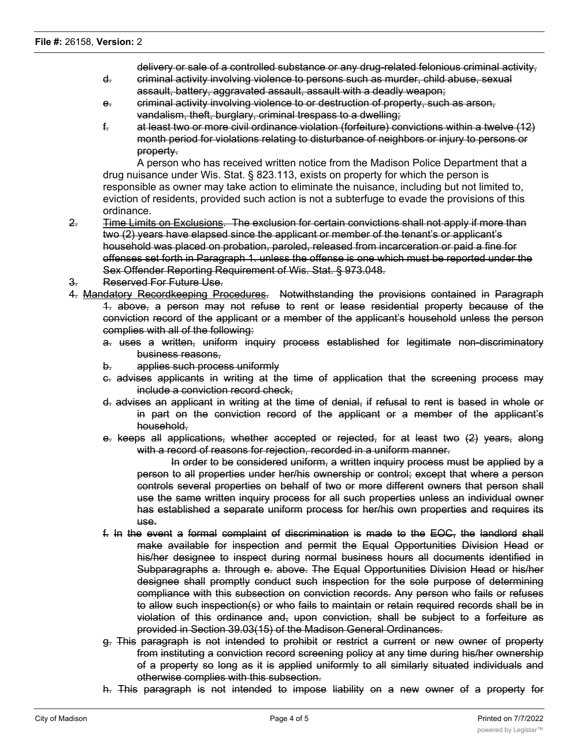~~delivery or sale of a controlled substance or any drug-related felonious criminal activity,~~

~~d. criminal activity involving violence to persons such as murder, child abuse, sexual assault, battery, aggravated assault, assault with a deadly weapon;~~

~~e. criminal activity involving violence to or destruction of property, such as arson, vandalism, theft, burglary, criminal trespass to a dwelling;~~

~~f. at least two or more civil ordinance violation (forfeiture) convictions within a twelve (12) month period for violations relating to disturbance of neighbors or injury to persons or property.~~

A person who has received written notice from the Madison Police Department that a drug nuisance under Wis. Stat. § 823.113, exists on property for which the person is responsible as owner may take action to eliminate the nuisance, including but not limited to, eviction of residents, provided such action is not a subterfuge to evade the provisions of this ordinance.

~~2.~~ ~~Time Limits on Exclusions. The exclusion for certain convictions shall not apply if more than two (2) years have elapsed since the applicant or member of the tenant's or applicant's household was placed on probation, paroled, released from incarceration or paid a fine for offenses set forth in Paragraph 1. unless the offense is one which must be reported under the Sex Offender Reporting Requirement of Wis. Stat. § 973.048.~~

~~3.~~ ~~Reserved For Future Use.~~

4\. Mandatory Recordkeeping Procedures. ~~Notwithstanding the provisions contained in Paragraph 1. above, a person may not refuse to rent or lease residential property because of the conviction record of the applicant or a member of the applicant's household unless the person complies with all of the following:~~

~~a. uses a written, uniform inquiry process established for legitimate non-discriminatory business reasons,~~

~~b. applies such process uniformly~~

~~c. advises applicants in writing at the time of application that the screening process may include a conviction record check,~~

~~d. advises an applicant in writing at the time of denial, if refusal to rent is based in whole or in part on the conviction record of the applicant or a member of the applicant's household,~~

~~e. keeps all applications, whether accepted or rejected, for at least two (2) years, along with a record of reasons for rejection, recorded in a uniform manner.~~

~~In order to be considered uniform, a written inquiry process must be applied by a person to all properties under her/his ownership or control; except that where a person controls several properties on behalf of two or more different owners that person shall use the same written inquiry process for all such properties unless an individual owner has established a separate uniform process for her/his own properties and requires its use.~~

~~f. In the event a formal complaint of discrimination is made to the EOC, the landlord shall make available for inspection and permit the Equal Opportunities Division Head or his/her designee to inspect during normal business hours all documents identified in Subparagraphs a. through e. above. The Equal Opportunities Division Head or his/her designee shall promptly conduct such inspection for the sole purpose of determining compliance with this subsection on conviction records. Any person who fails or refuses to allow such inspection(s) or who fails to maintain or retain required records shall be in violation of this ordinance and, upon conviction, shall be subject to a forfeiture as provided in Section 39.03(15) of the Madison General Ordinances.~~

~~g. This paragraph is not intended to prohibit or restrict a current or new owner of property from instituting a conviction record screening policy at any time during his/her ownership of a property so long as it is applied uniformly to all similarly situated individuals and otherwise complies with this subsection.~~

~~h. This paragraph is not intended to impose liability on a new owner of a property for~~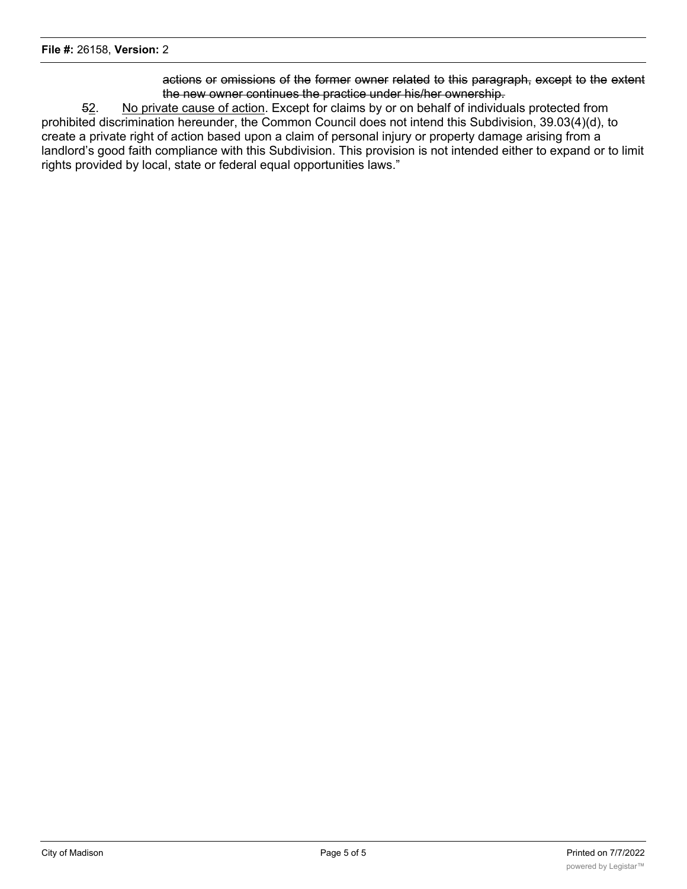~~actions or omissions of the former owner related to this paragraph, except to the extent the new owner continues the practice under his/her ownership.~~

~~5~~2. No private cause of action. Except for claims by or on behalf of individuals protected from prohibited discrimination hereunder, the Common Council does not intend this Subdivision, 39.03(4)(d), to create a private right of action based upon a claim of personal injury or property damage arising from a landlord's good faith compliance with this Subdivision. This provision is not intended either to expand or to limit rights provided by local, state or federal equal opportunities laws."